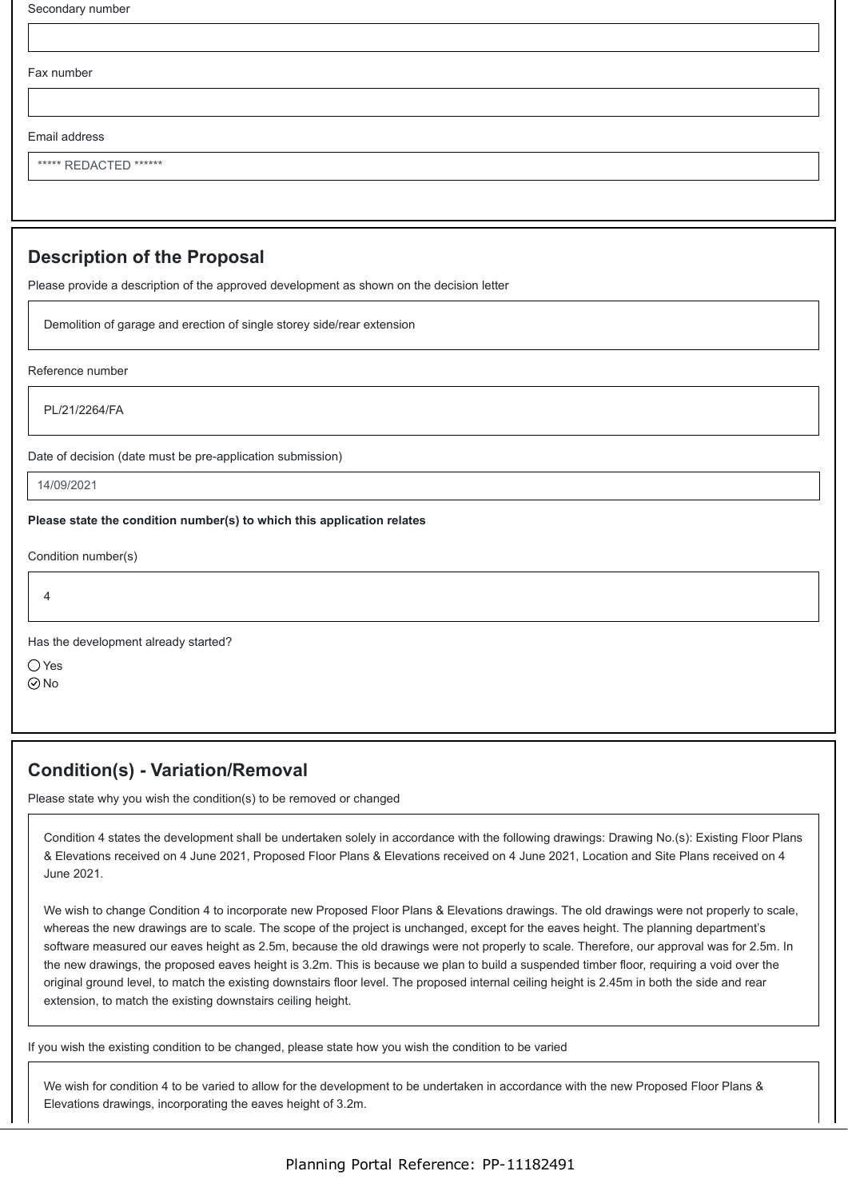Secondary number

Fax number

Email address

***** REDACTED ******

## Description of the Proposal

Please provide a description of the approved development as shown on the decision letter

Demolition of garage and erection of single storey side/rear extension

Reference number

PL/21/2264/FA

Date of decision (date must be pre-application submission)

14/09/2021

**Please state the condition number(s) to which this application relates**

Condition number(s)

4

Has the development already started?

◯ Yes
⊘ No

## Condition(s) - Variation/Removal

Please state why you wish the condition(s) to be removed or changed

Condition 4 states the development shall be undertaken solely in accordance with the following drawings: Drawing No.(s): Existing Floor Plans & Elevations received on 4 June 2021, Proposed Floor Plans & Elevations received on 4 June 2021, Location and Site Plans received on 4 June 2021.

We wish to change Condition 4 to incorporate new Proposed Floor Plans & Elevations drawings. The old drawings were not properly to scale, whereas the new drawings are to scale. The scope of the project is unchanged, except for the eaves height. The planning department's software measured our eaves height as 2.5m, because the old drawings were not properly to scale. Therefore, our approval was for 2.5m. In the new drawings, the proposed eaves height is 3.2m. This is because we plan to build a suspended timber floor, requiring a void over the original ground level, to match the existing downstairs floor level. The proposed internal ceiling height is 2.45m in both the side and rear extension, to match the existing downstairs ceiling height.

If you wish the existing condition to be changed, please state how you wish the condition to be varied

We wish for condition 4 to be varied to allow for the development to be undertaken in accordance with the new Proposed Floor Plans & Elevations drawings, incorporating the eaves height of 3.2m.

Planning Portal Reference: PP-11182491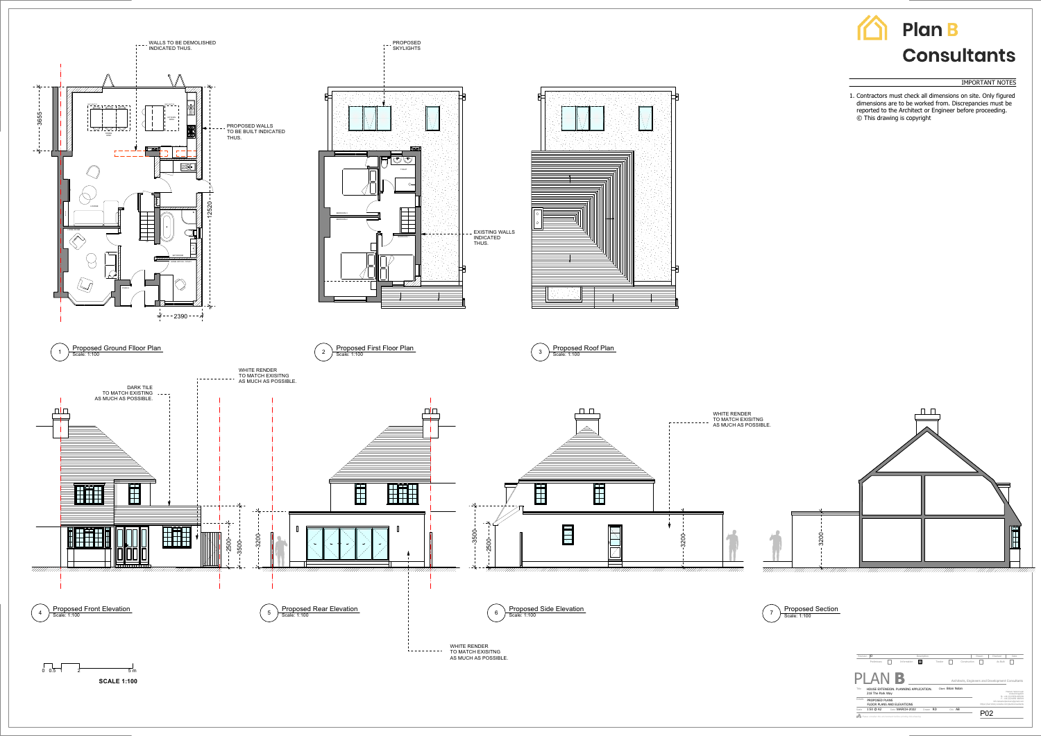# Plan B Consultants

## IMPORTANT NOTES

1. Contractors must check all dimensions on site. Only figured dimensions are to be worked from. Discrepancies must be reported to the Architect or Engineer before proceeding.
© This drawing is copyright

WALLS TO BE DEMOLISHED INDICATED THUS.

PROPOSED WALLS TO BE BUILT INDICATED THUS.

PROPOSED SKYLIGHTS

EXISTING WALLS INDICATED THUS.

3655

12520

2390

1 Proposed Ground Flloor Plan
Scale: 1:100

2 Proposed First Floor Plan
Scale: 1:100

3 Proposed Roof Plan
Scale: 1:100

DARK TILE TO MATCH EXISTING AS MUCH AS POSSIBLE.

WHITE RENDER TO MATCH EXISITNG AS MUCH AS POSSIBLE.

WHITE RENDER TO MATCH EXISITNG AS MUCH AS POSSIBLE.

WHITE RENDER TO MATCH EXISITNG AS MUCH AS POSSIBLE.

2500

3500

3200

3500

2500

3200

3200

4 Proposed Front Elevation
Scale: 1:100

5 Proposed Rear Elevation
Scale: 1:100

6 Proposed Side Elevation
Scale: 1:100

7 Proposed Section
Scale: 1:100

0 0.5 1 2 5 m

**SCALE 1:100**

PLAN B — Architects, Engineers and Development Consultants

| | |
|---|---|
| Title | HOUSE EXTENSION. PLANNING APPLICATION. 210 The Park Way |
| Client | Brian Nolan |
| Drawing | PROPOSED PLANS FLOOR PLANS AND ELEVATIONS |
| Scale | 1:50 @ A2 |
| Date | MARCH 2022 |
| Drawn | RD |
| Chkd | AB |
| Drawing No. | P02 |